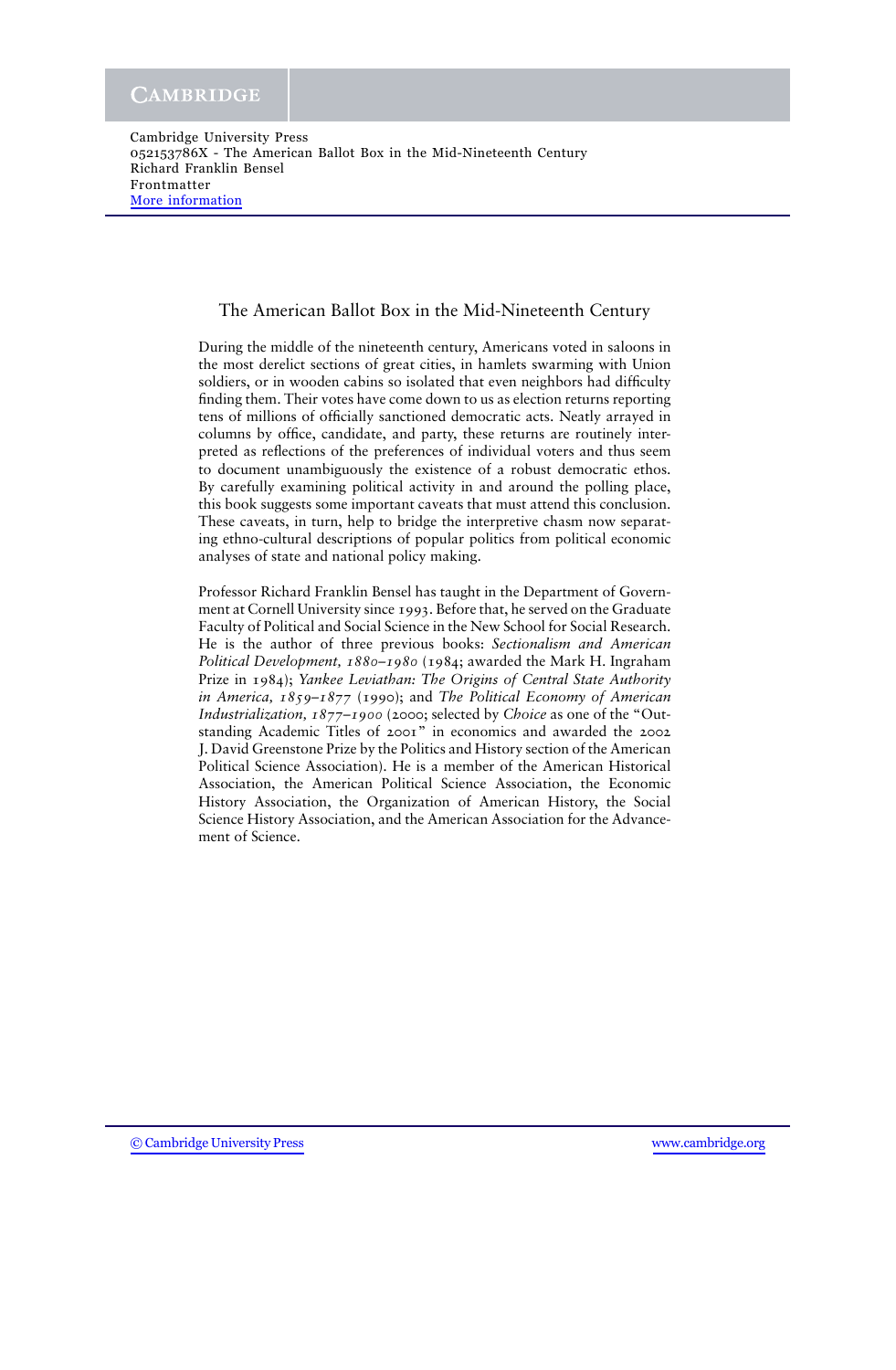# The American Ballot Box in the Mid-Nineteenth Century

During the middle of the nineteenth century, Americans voted in saloons in the most derelict sections of great cities, in hamlets swarming with Union soldiers, or in wooden cabins so isolated that even neighbors had difficulty finding them. Their votes have come down to us as election returns reporting tens of millions of officially sanctioned democratic acts. Neatly arrayed in columns by office, candidate, and party, these returns are routinely interpreted as reflections of the preferences of individual voters and thus seem to document unambiguously the existence of a robust democratic ethos. By carefully examining political activity in and around the polling place, this book suggests some important caveats that must attend this conclusion. These caveats, in turn, help to bridge the interpretive chasm now separating ethno-cultural descriptions of popular politics from political economic analyses of state and national policy making.

Professor Richard Franklin Bensel has taught in the Department of Government at Cornell University since 1993. Before that, he served on the Graduate Faculty of Political and Social Science in the New School for Social Research. He is the author of three previous books: *Sectionalism and American Political Development, 1880–1980* (1984; awarded the Mark H. Ingraham Prize in 1984); *Yankee Leviathan: The Origins of Central State Authority in America, 1859–1877* (1990); and *The Political Economy of American Industrialization, 1877–1900* (2000; selected by *Choice* as one of the "Outstanding Academic Titles of 2001" in economics and awarded the 2002 J. David Greenstone Prize by the Politics and History section of the American Political Science Association). He is a member of the American Historical Association, the American Political Science Association, the Economic History Association, the Organization of American History, the Social Science History Association, and the American Association for the Advancement of Science.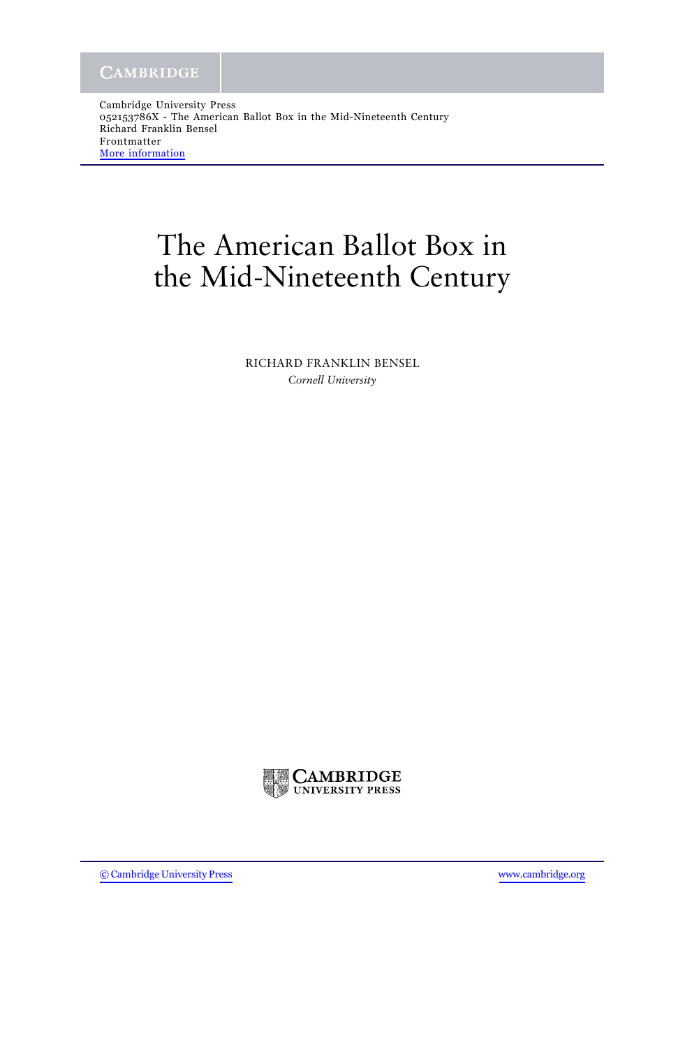# The American Ballot Box in the Mid-Nineteenth Century

RICHARD FRANKLIN BENSEL

*Cornell University*

CAMBRIDGE UNIVERSITY PRESS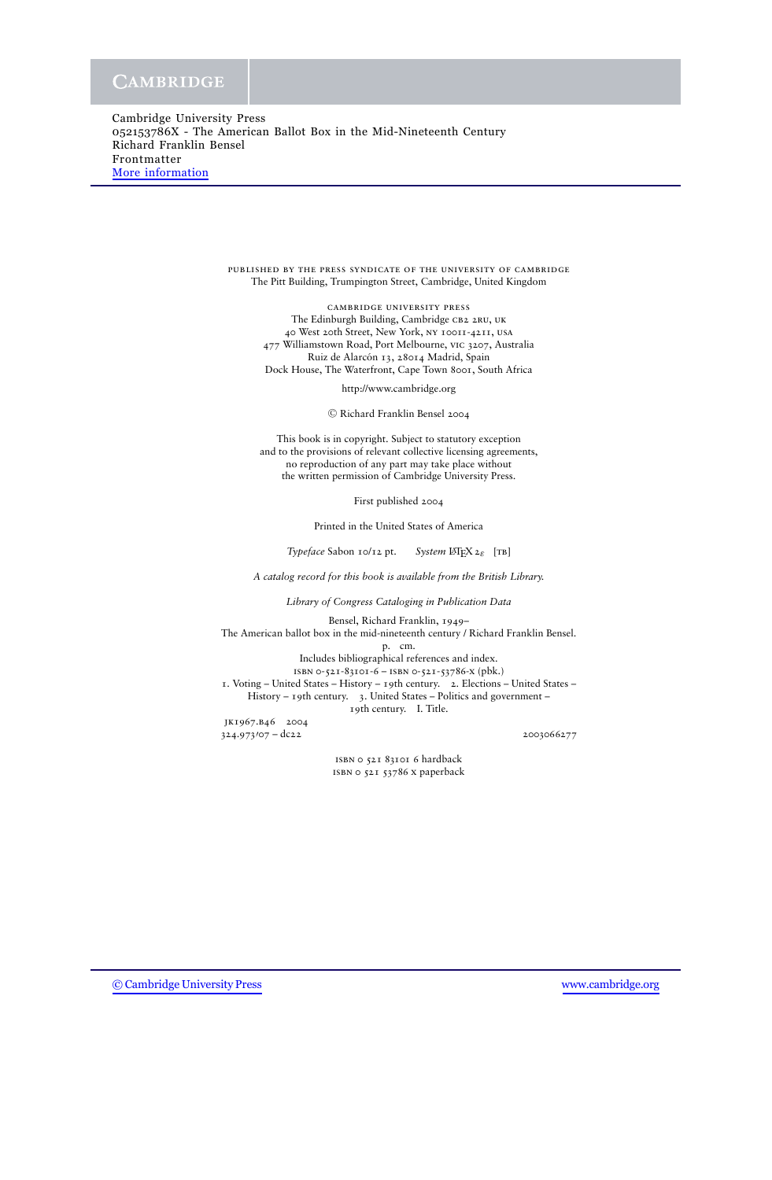PUBLISHED BY THE PRESS SYNDICATE OF THE UNIVERSITY OF CAMBRIDGE
The Pitt Building, Trumpington Street, Cambridge, United Kingdom

CAMBRIDGE UNIVERSITY PRESS
The Edinburgh Building, Cambridge CB2 2RU, UK
40 West 20th Street, New York, NY 10011-4211, USA
477 Williamstown Road, Port Melbourne, VIC 3207, Australia
Ruiz de Alarcón 13, 28014 Madrid, Spain
Dock House, The Waterfront, Cape Town 8001, South Africa

http://www.cambridge.org

© Richard Franklin Bensel 2004

This book is in copyright. Subject to statutory exception
and to the provisions of relevant collective licensing agreements,
no reproduction of any part may take place without
the written permission of Cambridge University Press.

First published 2004

Printed in the United States of America

*Typeface* Sabon 10/12 pt. *System* LaTeX $2_\varepsilon$ [TB]

*A catalog record for this book is available from the British Library.*

*Library of Congress Cataloging in Publication Data*

Bensel, Richard Franklin, 1949–
The American ballot box in the mid-nineteenth century / Richard Franklin Bensel.
p. cm.
Includes bibliographical references and index.
ISBN 0-521-83101-6 – ISBN 0-521-53786-X (pbk.)
1. Voting – United States – History – 19th century. 2. Elections – United States – History – 19th century. 3. United States – Politics and government – 19th century. I. Title.
JK1967.B46 2004
324.973′07 – dc22 2003066277

ISBN 0 521 83101 6 hardback
ISBN 0 521 53786 X paperback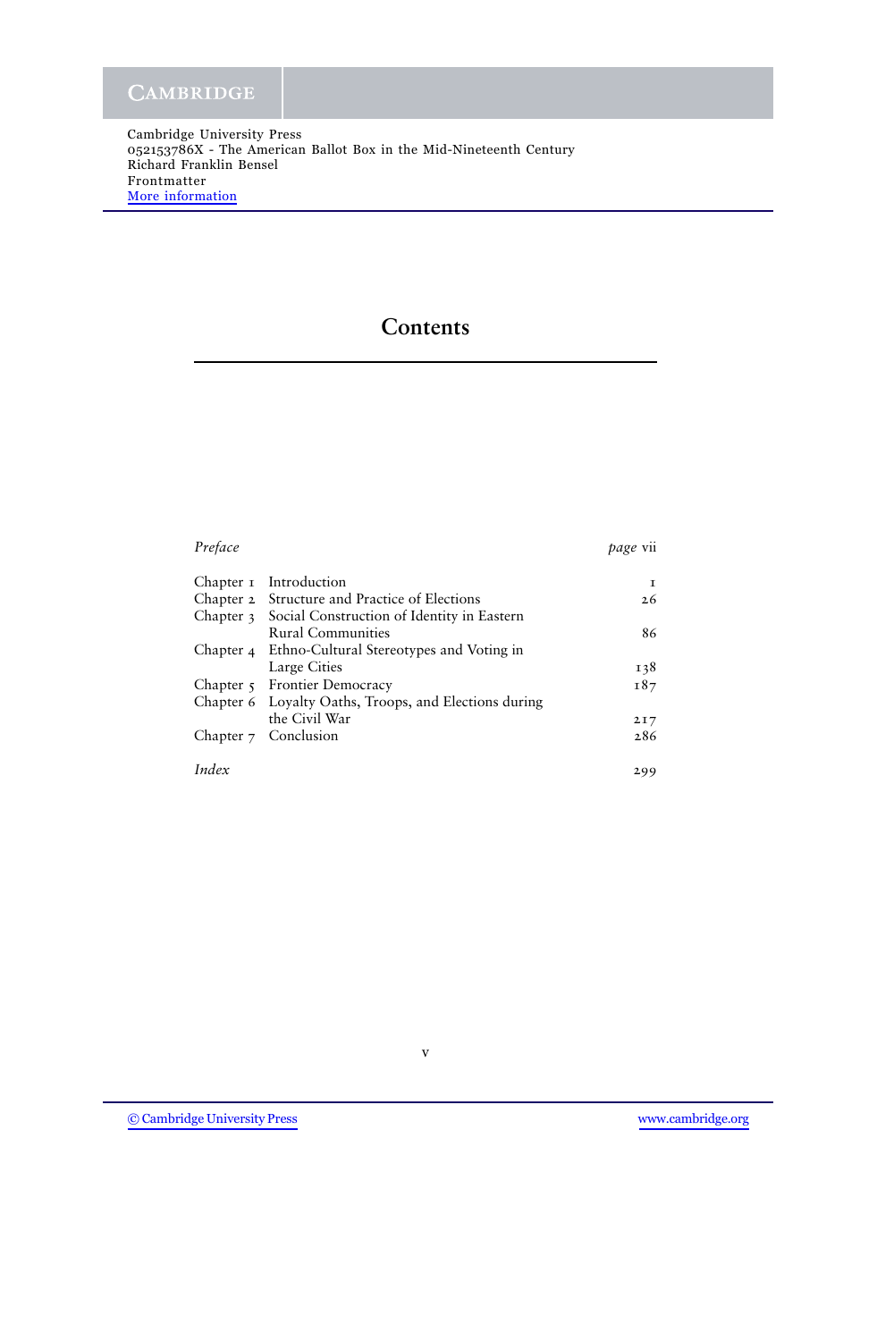# Contents

| | | |
|---|---|---|
| *Preface* | | *page* vii |
| Chapter 1 | Introduction | 1 |
| Chapter 2 | Structure and Practice of Elections | 26 |
| Chapter 3 | Social Construction of Identity in Eastern Rural Communities | 86 |
| Chapter 4 | Ethno-Cultural Stereotypes and Voting in Large Cities | 138 |
| Chapter 5 | Frontier Democracy | 187 |
| Chapter 6 | Loyalty Oaths, Troops, and Elections during the Civil War | 217 |
| Chapter 7 | Conclusion | 286 |
| *Index* | | 299 |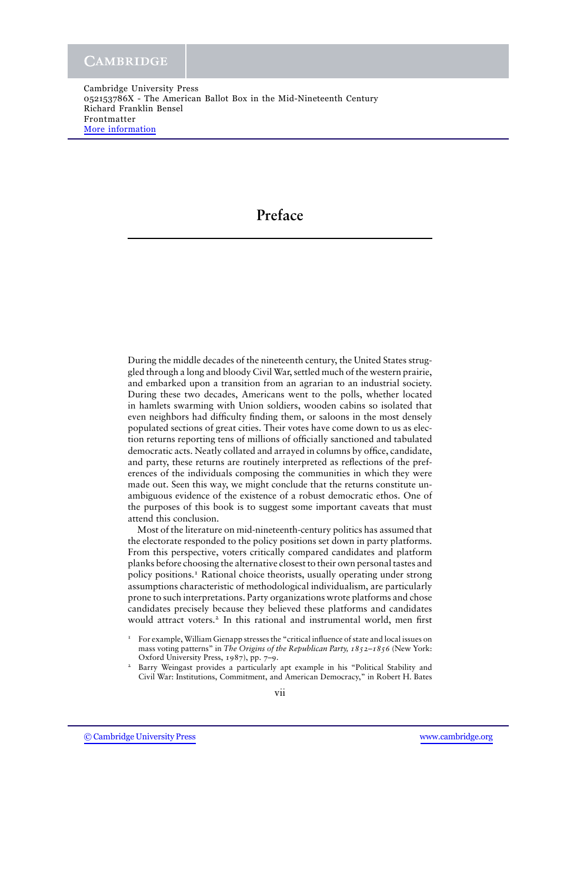# Preface

During the middle decades of the nineteenth century, the United States struggled through a long and bloody Civil War, settled much of the western prairie, and embarked upon a transition from an agrarian to an industrial society. During these two decades, Americans went to the polls, whether located in hamlets swarming with Union soldiers, wooden cabins so isolated that even neighbors had difficulty finding them, or saloons in the most densely populated sections of great cities. Their votes have come down to us as election returns reporting tens of millions of officially sanctioned and tabulated democratic acts. Neatly collated and arrayed in columns by office, candidate, and party, these returns are routinely interpreted as reflections of the preferences of the individuals composing the communities in which they were made out. Seen this way, we might conclude that the returns constitute unambiguous evidence of the existence of a robust democratic ethos. One of the purposes of this book is to suggest some important caveats that must attend this conclusion.

Most of the literature on mid-nineteenth-century politics has assumed that the electorate responded to the policy positions set down in party platforms. From this perspective, voters critically compared candidates and platform planks before choosing the alternative closest to their own personal tastes and policy positions.[1] Rational choice theorists, usually operating under strong assumptions characteristic of methodological individualism, are particularly prone to such interpretations. Party organizations wrote platforms and chose candidates precisely because they believed these platforms and candidates would attract voters.[2] In this rational and instrumental world, men first

[1] For example, William Gienapp stresses the "critical influence of state and local issues on mass voting patterns" in *The Origins of the Republican Party, 1852–1856* (New York: Oxford University Press, 1987), pp. 7–9.

[2] Barry Weingast provides a particularly apt example in his "Political Stability and Civil War: Institutions, Commitment, and American Democracy," in Robert H. Bates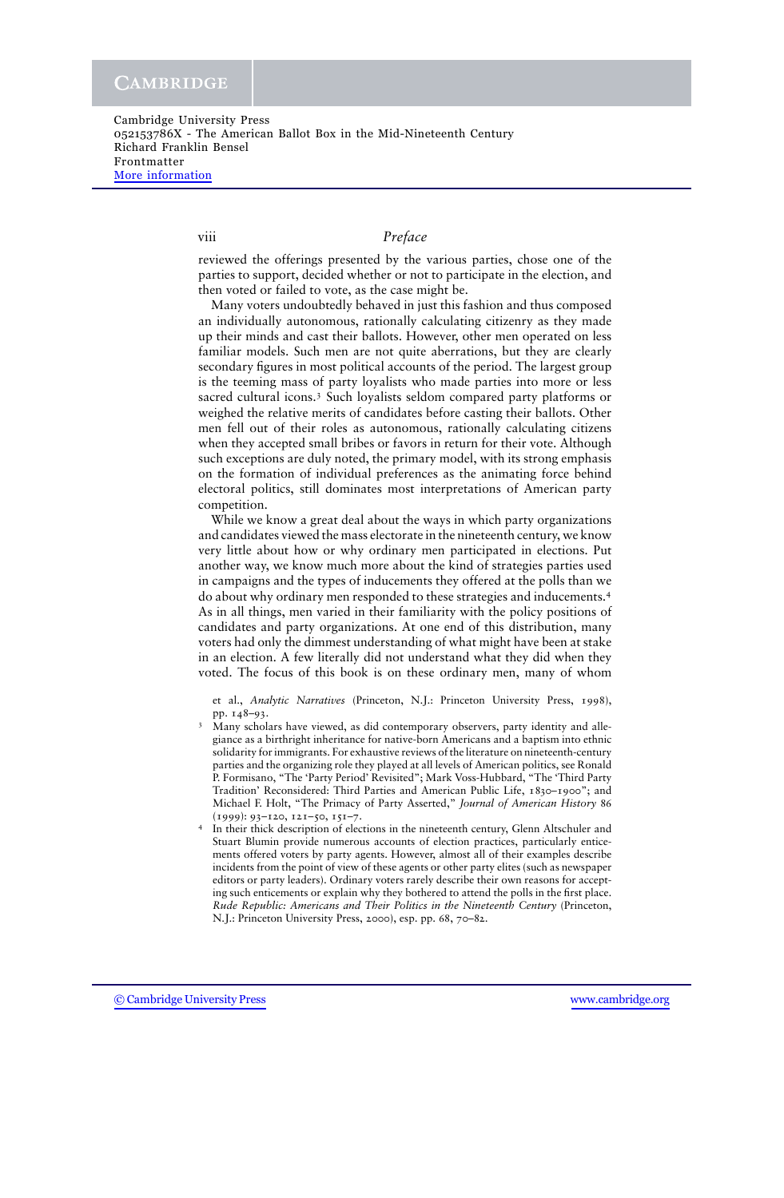reviewed the offerings presented by the various parties, chose one of the parties to support, decided whether or not to participate in the election, and then voted or failed to vote, as the case might be.

Many voters undoubtedly behaved in just this fashion and thus composed an individually autonomous, rationally calculating citizenry as they made up their minds and cast their ballots. However, other men operated on less familiar models. Such men are not quite aberrations, but they are clearly secondary figures in most political accounts of the period. The largest group is the teeming mass of party loyalists who made parties into more or less sacred cultural icons.[3] Such loyalists seldom compared party platforms or weighed the relative merits of candidates before casting their ballots. Other men fell out of their roles as autonomous, rationally calculating citizens when they accepted small bribes or favors in return for their vote. Although such exceptions are duly noted, the primary model, with its strong emphasis on the formation of individual preferences as the animating force behind electoral politics, still dominates most interpretations of American party competition.

While we know a great deal about the ways in which party organizations and candidates viewed the mass electorate in the nineteenth century, we know very little about how or why ordinary men participated in elections. Put another way, we know much more about the kind of strategies parties used in campaigns and the types of inducements they offered at the polls than we do about why ordinary men responded to these strategies and inducements.[4] As in all things, men varied in their familiarity with the policy positions of candidates and party organizations. At one end of this distribution, many voters had only the dimmest understanding of what might have been at stake in an election. A few literally did not understand what they did when they voted. The focus of this book is on these ordinary men, many of whom

et al., *Analytic Narratives* (Princeton, N.J.: Princeton University Press, 1998), pp. 148–93.

[3] Many scholars have viewed, as did contemporary observers, party identity and allegiance as a birthright inheritance for native-born Americans and a baptism into ethnic solidarity for immigrants. For exhaustive reviews of the literature on nineteenth-century parties and the organizing role they played at all levels of American politics, see Ronald P. Formisano, "The 'Party Period' Revisited"; Mark Voss-Hubbard, "The 'Third Party Tradition' Reconsidered: Third Parties and American Public Life, 1830–1900"; and Michael F. Holt, "The Primacy of Party Asserted," *Journal of American History* 86 (1999): 93–120, 121–50, 151–7.

[4] In their thick description of elections in the nineteenth century, Glenn Altschuler and Stuart Blumin provide numerous accounts of election practices, particularly enticements offered voters by party agents. However, almost all of their examples describe incidents from the point of view of these agents or other party elites (such as newspaper editors or party leaders). Ordinary voters rarely describe their own reasons for accepting such enticements or explain why they bothered to attend the polls in the first place. *Rude Republic: Americans and Their Politics in the Nineteenth Century* (Princeton, N.J.: Princeton University Press, 2000), esp. pp. 68, 70–82.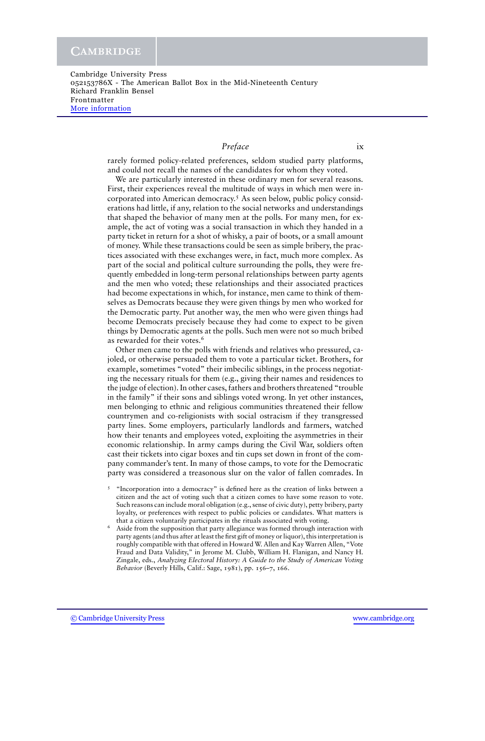rarely formed policy-related preferences, seldom studied party platforms, and could not recall the names of the candidates for whom they voted.

We are particularly interested in these ordinary men for several reasons. First, their experiences reveal the multitude of ways in which men were incorporated into American democracy.[5] As seen below, public policy considerations had little, if any, relation to the social networks and understandings that shaped the behavior of many men at the polls. For many men, for example, the act of voting was a social transaction in which they handed in a party ticket in return for a shot of whisky, a pair of boots, or a small amount of money. While these transactions could be seen as simple bribery, the practices associated with these exchanges were, in fact, much more complex. As part of the social and political culture surrounding the polls, they were frequently embedded in long-term personal relationships between party agents and the men who voted; these relationships and their associated practices had become expectations in which, for instance, men came to think of themselves as Democrats because they were given things by men who worked for the Democratic party. Put another way, the men who were given things had become Democrats precisely because they had come to expect to be given things by Democratic agents at the polls. Such men were not so much bribed as rewarded for their votes.[6]

Other men came to the polls with friends and relatives who pressured, cajoled, or otherwise persuaded them to vote a particular ticket. Brothers, for example, sometimes "voted" their imbecilic siblings, in the process negotiating the necessary rituals for them (e.g., giving their names and residences to the judge of election). In other cases, fathers and brothers threatened "trouble in the family" if their sons and siblings voted wrong. In yet other instances, men belonging to ethnic and religious communities threatened their fellow countrymen and co-religionists with social ostracism if they transgressed party lines. Some employers, particularly landlords and farmers, watched how their tenants and employees voted, exploiting the asymmetries in their economic relationship. In army camps during the Civil War, soldiers often cast their tickets into cigar boxes and tin cups set down in front of the company commander's tent. In many of those camps, to vote for the Democratic party was considered a treasonous slur on the valor of fallen comrades. In

[5] "Incorporation into a democracy" is defined here as the creation of links between a citizen and the act of voting such that a citizen comes to have some reason to vote. Such reasons can include moral obligation (e.g., sense of civic duty), petty bribery, party loyalty, or preferences with respect to public policies or candidates. What matters is that a citizen voluntarily participates in the rituals associated with voting.

[6] Aside from the supposition that party allegiance was formed through interaction with party agents (and thus after at least the first gift of money or liquor), this interpretation is roughly compatible with that offered in Howard W. Allen and Kay Warren Allen, "Vote Fraud and Data Validity," in Jerome M. Clubb, William H. Flanigan, and Nancy H. Zingale, eds., *Analyzing Electoral History: A Guide to the Study of American Voting Behavior* (Beverly Hills, Calif.: Sage, 1981), pp. 156–7, 166.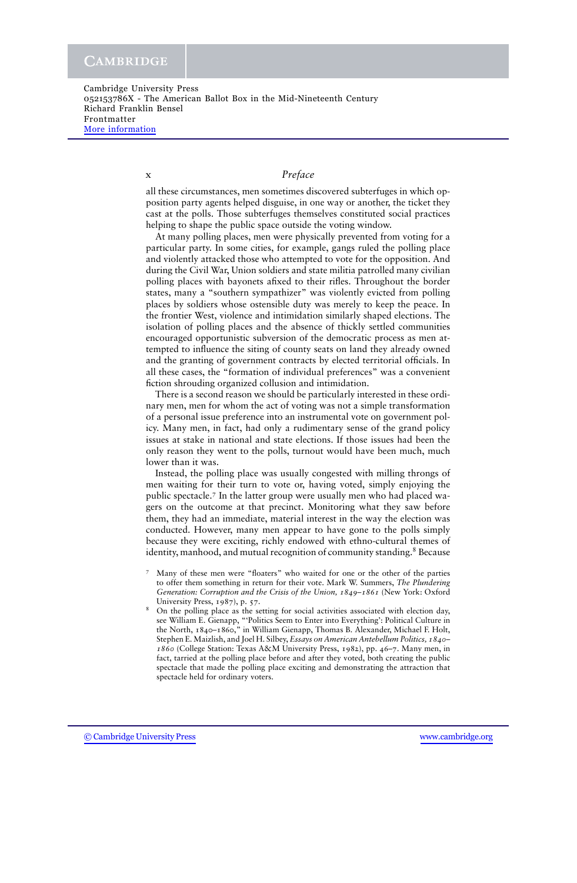all these circumstances, men sometimes discovered subterfuges in which opposition party agents helped disguise, in one way or another, the ticket they cast at the polls. Those subterfuges themselves constituted social practices helping to shape the public space outside the voting window.

At many polling places, men were physically prevented from voting for a particular party. In some cities, for example, gangs ruled the polling place and violently attacked those who attempted to vote for the opposition. And during the Civil War, Union soldiers and state militia patrolled many civilian polling places with bayonets afixed to their rifles. Throughout the border states, many a "southern sympathizer" was violently evicted from polling places by soldiers whose ostensible duty was merely to keep the peace. In the frontier West, violence and intimidation similarly shaped elections. The isolation of polling places and the absence of thickly settled communities encouraged opportunistic subversion of the democratic process as men attempted to influence the siting of county seats on land they already owned and the granting of government contracts by elected territorial officials. In all these cases, the "formation of individual preferences" was a convenient fiction shrouding organized collusion and intimidation.

There is a second reason we should be particularly interested in these ordinary men, men for whom the act of voting was not a simple transformation of a personal issue preference into an instrumental vote on government policy. Many men, in fact, had only a rudimentary sense of the grand policy issues at stake in national and state elections. If those issues had been the only reason they went to the polls, turnout would have been much, much lower than it was.

Instead, the polling place was usually congested with milling throngs of men waiting for their turn to vote or, having voted, simply enjoying the public spectacle.[7] In the latter group were usually men who had placed wagers on the outcome at that precinct. Monitoring what they saw before them, they had an immediate, material interest in the way the election was conducted. However, many men appear to have gone to the polls simply because they were exciting, richly endowed with ethno-cultural themes of identity, manhood, and mutual recognition of community standing.[8] Because

[7] Many of these men were "floaters" who waited for one or the other of the parties to offer them something in return for their vote. Mark W. Summers, *The Plundering Generation: Corruption and the Crisis of the Union, 1849–1861* (New York: Oxford University Press, 1987), p. 57.

[8] On the polling place as the setting for social activities associated with election day, see William E. Gienapp, "'Politics Seem to Enter into Everything': Political Culture in the North, 1840–1860," in William Gienapp, Thomas B. Alexander, Michael F. Holt, Stephen E. Maizlish, and Joel H. Silbey, *Essays on American Antebellum Politics, 1840–1860* (College Station: Texas A&M University Press, 1982), pp. 46–7. Many men, in fact, tarried at the polling place before and after they voted, both creating the public spectacle that made the polling place exciting and demonstrating the attraction that spectacle held for ordinary voters.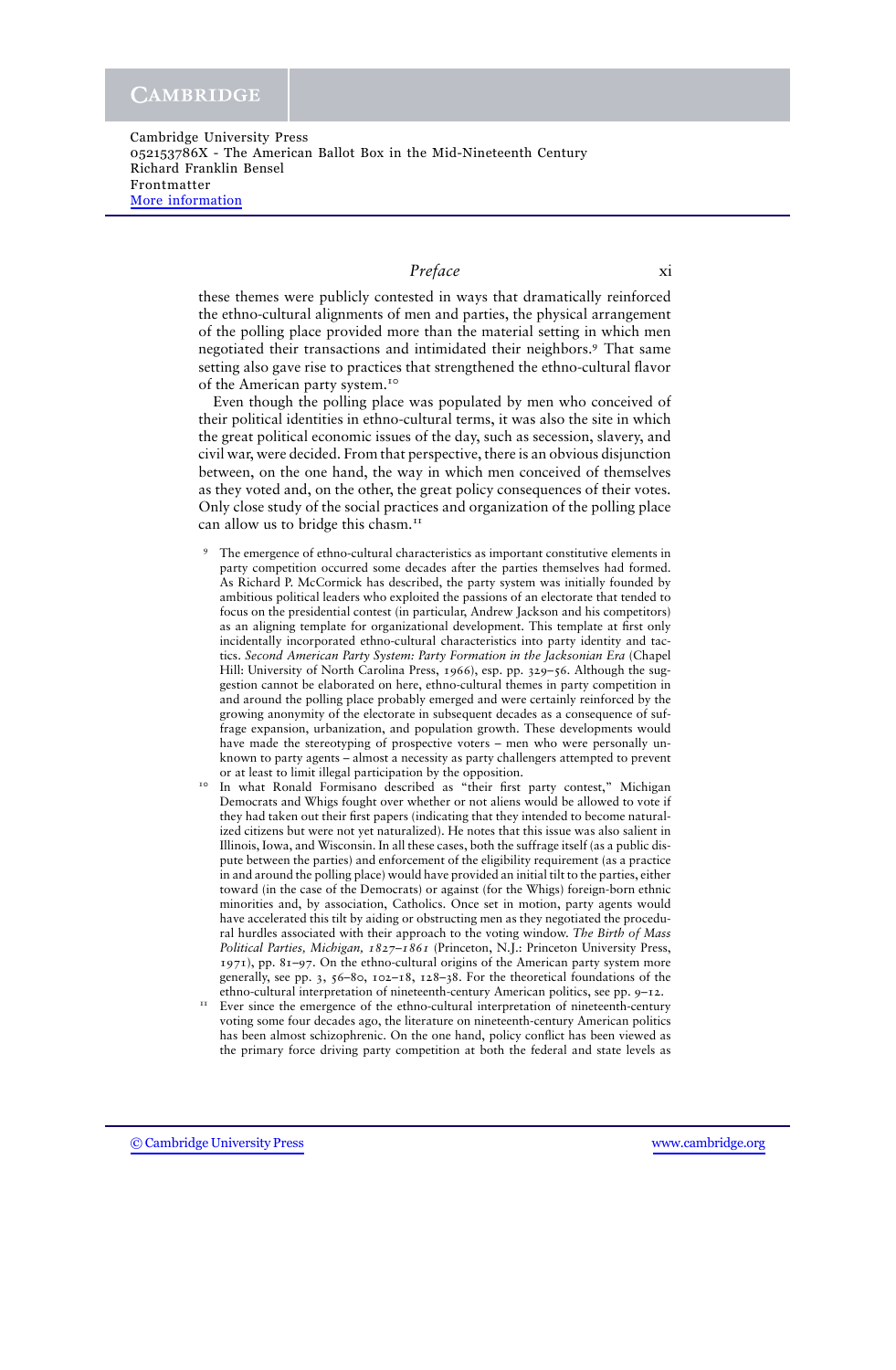these themes were publicly contested in ways that dramatically reinforced the ethno-cultural alignments of men and parties, the physical arrangement of the polling place provided more than the material setting in which men negotiated their transactions and intimidated their neighbors.[9] That same setting also gave rise to practices that strengthened the ethno-cultural flavor of the American party system.[10]

Even though the polling place was populated by men who conceived of their political identities in ethno-cultural terms, it was also the site in which the great political economic issues of the day, such as secession, slavery, and civil war, were decided. From that perspective, there is an obvious disjunction between, on the one hand, the way in which men conceived of themselves as they voted and, on the other, the great policy consequences of their votes. Only close study of the social practices and organization of the polling place can allow us to bridge this chasm.[11]

[9] The emergence of ethno-cultural characteristics as important constitutive elements in party competition occurred some decades after the parties themselves had formed. As Richard P. McCormick has described, the party system was initially founded by ambitious political leaders who exploited the passions of an electorate that tended to focus on the presidential contest (in particular, Andrew Jackson and his competitors) as an aligning template for organizational development. This template at first only incidentally incorporated ethno-cultural characteristics into party identity and tactics. *Second American Party System: Party Formation in the Jacksonian Era* (Chapel Hill: University of North Carolina Press, 1966), esp. pp. 329–56. Although the suggestion cannot be elaborated on here, ethno-cultural themes in party competition in and around the polling place probably emerged and were certainly reinforced by the growing anonymity of the electorate in subsequent decades as a consequence of suffrage expansion, urbanization, and population growth. These developments would have made the stereotyping of prospective voters – men who were personally unknown to party agents – almost a necessity as party challengers attempted to prevent or at least to limit illegal participation by the opposition.

[10] In what Ronald Formisano described as "their first party contest," Michigan Democrats and Whigs fought over whether or not aliens would be allowed to vote if they had taken out their first papers (indicating that they intended to become naturalized citizens but were not yet naturalized). He notes that this issue was also salient in Illinois, Iowa, and Wisconsin. In all these cases, both the suffrage itself (as a public dispute between the parties) and enforcement of the eligibility requirement (as a practice in and around the polling place) would have provided an initial tilt to the parties, either toward (in the case of the Democrats) or against (for the Whigs) foreign-born ethnic minorities and, by association, Catholics. Once set in motion, party agents would have accelerated this tilt by aiding or obstructing men as they negotiated the procedural hurdles associated with their approach to the voting window. *The Birth of Mass Political Parties, Michigan, 1827–1861* (Princeton, N.J.: Princeton University Press, 1971), pp. 81–97. On the ethno-cultural origins of the American party system more generally, see pp. 3, 56–80, 102–18, 128–38. For the theoretical foundations of the ethno-cultural interpretation of nineteenth-century American politics, see pp. 9–12.

[11] Ever since the emergence of the ethno-cultural interpretation of nineteenth-century voting some four decades ago, the literature on nineteenth-century American politics has been almost schizophrenic. On the one hand, policy conflict has been viewed as the primary force driving party competition at both the federal and state levels as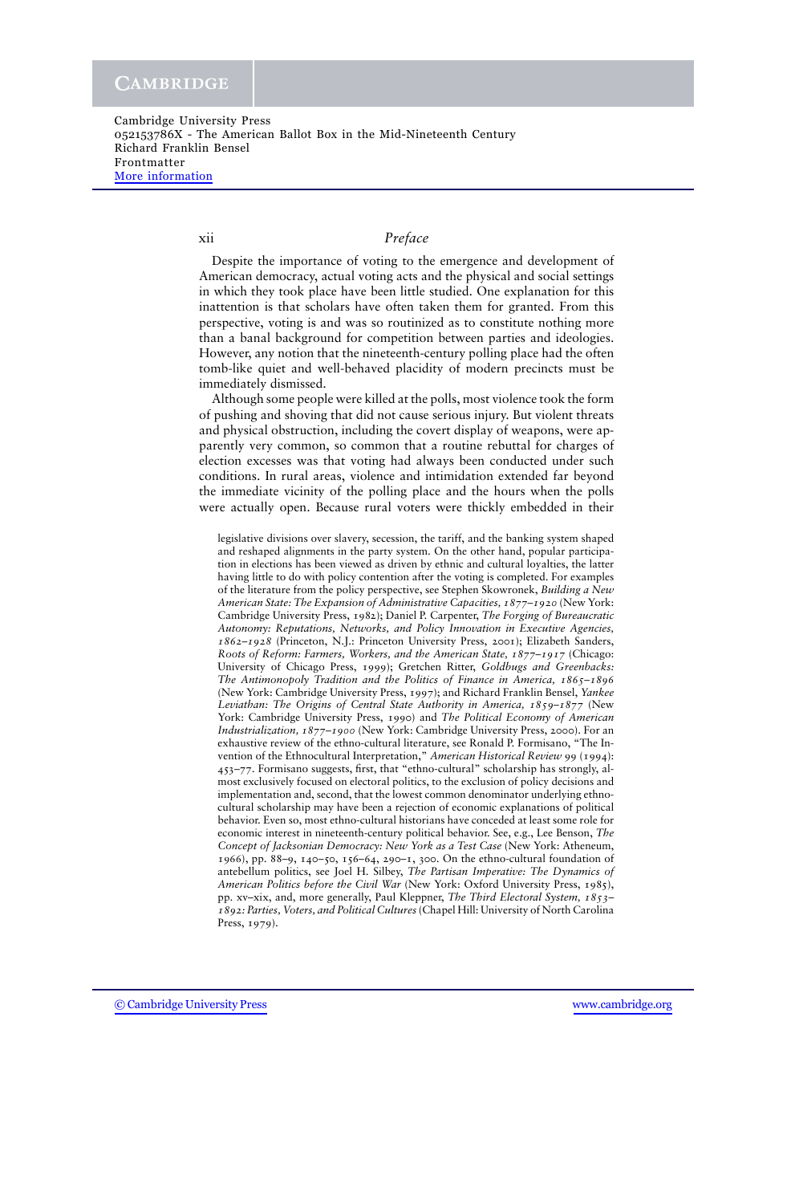Despite the importance of voting to the emergence and development of American democracy, actual voting acts and the physical and social settings in which they took place have been little studied. One explanation for this inattention is that scholars have often taken them for granted. From this perspective, voting is and was so routinized as to constitute nothing more than a banal background for competition between parties and ideologies. However, any notion that the nineteenth-century polling place had the often tomb-like quiet and well-behaved placidity of modern precincts must be immediately dismissed.

Although some people were killed at the polls, most violence took the form of pushing and shoving that did not cause serious injury. But violent threats and physical obstruction, including the covert display of weapons, were apparently very common, so common that a routine rebuttal for charges of election excesses was that voting had always been conducted under such conditions. In rural areas, violence and intimidation extended far beyond the immediate vicinity of the polling place and the hours when the polls were actually open. Because rural voters were thickly embedded in their

legislative divisions over slavery, secession, the tariff, and the banking system shaped and reshaped alignments in the party system. On the other hand, popular participation in elections has been viewed as driven by ethnic and cultural loyalties, the latter having little to do with policy contention after the voting is completed. For examples of the literature from the policy perspective, see Stephen Skowronek, *Building a New American State: The Expansion of Administrative Capacities, 1877–1920* (New York: Cambridge University Press, 1982); Daniel P. Carpenter, *The Forging of Bureaucratic Autonomy: Reputations, Networks, and Policy Innovation in Executive Agencies, 1862–1928* (Princeton, N.J.: Princeton University Press, 2001); Elizabeth Sanders, *Roots of Reform: Farmers, Workers, and the American State, 1877–1917* (Chicago: University of Chicago Press, 1999); Gretchen Ritter, *Goldbugs and Greenbacks: The Antimonopoly Tradition and the Politics of Finance in America, 1865–1896* (New York: Cambridge University Press, 1997); and Richard Franklin Bensel, *Yankee Leviathan: The Origins of Central State Authority in America, 1859–1877* (New York: Cambridge University Press, 1990) and *The Political Economy of American Industrialization, 1877–1900* (New York: Cambridge University Press, 2000). For an exhaustive review of the ethno-cultural literature, see Ronald P. Formisano, "The Invention of the Ethnocultural Interpretation," *American Historical Review* 99 (1994): 453–77. Formisano suggests, first, that "ethno-cultural" scholarship has strongly, almost exclusively focused on electoral politics, to the exclusion of policy decisions and implementation and, second, that the lowest common denominator underlying ethno-cultural scholarship may have been a rejection of economic explanations of political behavior. Even so, most ethno-cultural historians have conceded at least some role for economic interest in nineteenth-century political behavior. See, e.g., Lee Benson, *The Concept of Jacksonian Democracy: New York as a Test Case* (New York: Atheneum, 1966), pp. 88–9, 140–50, 156–64, 290–1, 300. On the ethno-cultural foundation of antebellum politics, see Joel H. Silbey, *The Partisan Imperative: The Dynamics of American Politics before the Civil War* (New York: Oxford University Press, 1985), pp. xv–xix, and, more generally, Paul Kleppner, *The Third Electoral System, 1853–1892: Parties, Voters, and Political Cultures* (Chapel Hill: University of North Carolina Press, 1979).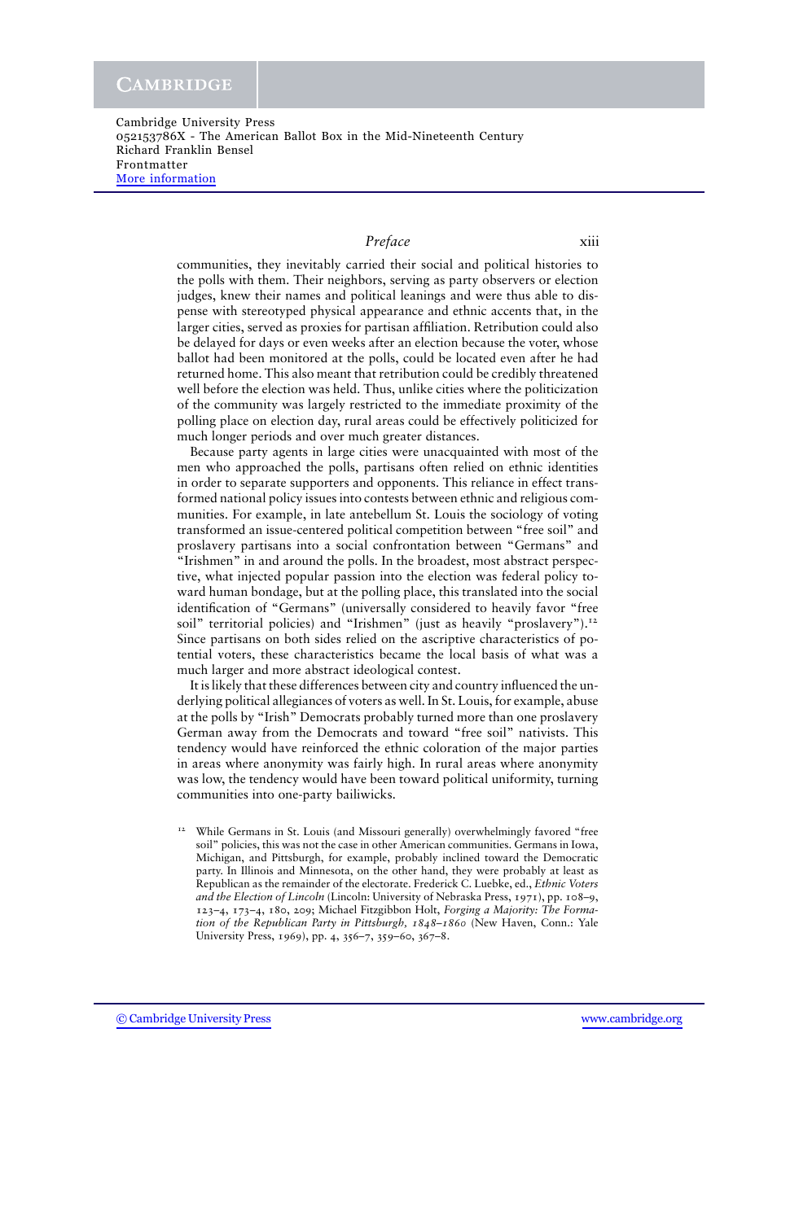communities, they inevitably carried their social and political histories to the polls with them. Their neighbors, serving as party observers or election judges, knew their names and political leanings and were thus able to dispense with stereotyped physical appearance and ethnic accents that, in the larger cities, served as proxies for partisan affiliation. Retribution could also be delayed for days or even weeks after an election because the voter, whose ballot had been monitored at the polls, could be located even after he had returned home. This also meant that retribution could be credibly threatened well before the election was held. Thus, unlike cities where the politicization of the community was largely restricted to the immediate proximity of the polling place on election day, rural areas could be effectively politicized for much longer periods and over much greater distances.

Because party agents in large cities were unacquainted with most of the men who approached the polls, partisans often relied on ethnic identities in order to separate supporters and opponents. This reliance in effect transformed national policy issues into contests between ethnic and religious communities. For example, in late antebellum St. Louis the sociology of voting transformed an issue-centered political competition between "free soil" and proslavery partisans into a social confrontation between "Germans" and "Irishmen" in and around the polls. In the broadest, most abstract perspective, what injected popular passion into the election was federal policy toward human bondage, but at the polling place, this translated into the social identification of "Germans" (universally considered to heavily favor "free soil" territorial policies) and "Irishmen" (just as heavily "proslavery").[12] Since partisans on both sides relied on the ascriptive characteristics of potential voters, these characteristics became the local basis of what was a much larger and more abstract ideological contest.

It is likely that these differences between city and country influenced the underlying political allegiances of voters as well. In St. Louis, for example, abuse at the polls by "Irish" Democrats probably turned more than one proslavery German away from the Democrats and toward "free soil" nativists. This tendency would have reinforced the ethnic coloration of the major parties in areas where anonymity was fairly high. In rural areas where anonymity was low, the tendency would have been toward political uniformity, turning communities into one-party bailiwicks.

[12] While Germans in St. Louis (and Missouri generally) overwhelmingly favored "free soil" policies, this was not the case in other American communities. Germans in Iowa, Michigan, and Pittsburgh, for example, probably inclined toward the Democratic party. In Illinois and Minnesota, on the other hand, they were probably at least as Republican as the remainder of the electorate. Frederick C. Luebke, ed., *Ethnic Voters and the Election of Lincoln* (Lincoln: University of Nebraska Press, 1971), pp. 108–9, 123–4, 173–4, 180, 209; Michael Fitzgibbon Holt, *Forging a Majority: The Formation of the Republican Party in Pittsburgh, 1848–1860* (New Haven, Conn.: Yale University Press, 1969), pp. 4, 356–7, 359–60, 367–8.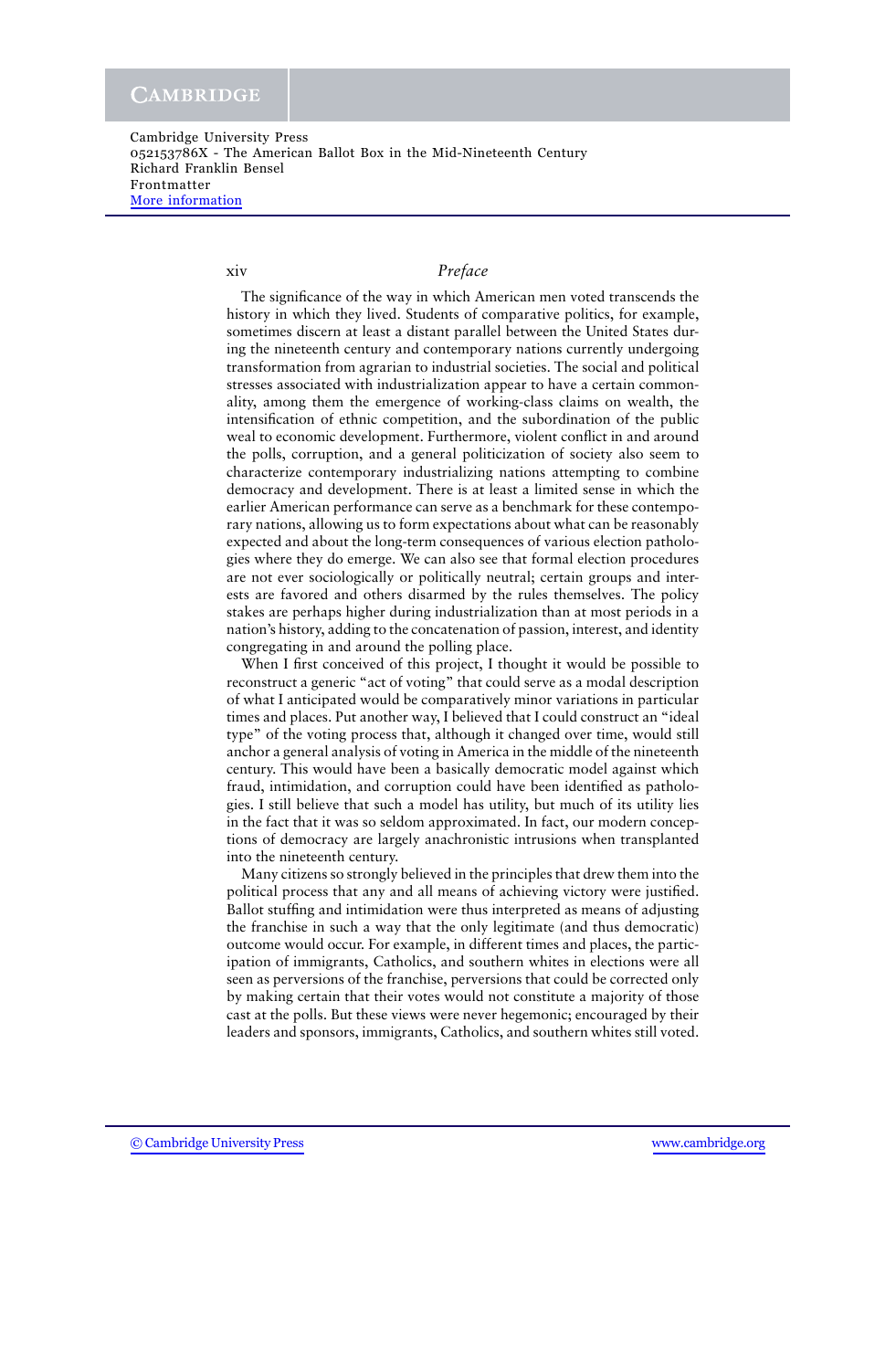The significance of the way in which American men voted transcends the history in which they lived. Students of comparative politics, for example, sometimes discern at least a distant parallel between the United States during the nineteenth century and contemporary nations currently undergoing transformation from agrarian to industrial societies. The social and political stresses associated with industrialization appear to have a certain commonality, among them the emergence of working-class claims on wealth, the intensification of ethnic competition, and the subordination of the public weal to economic development. Furthermore, violent conflict in and around the polls, corruption, and a general politicization of society also seem to characterize contemporary industrializing nations attempting to combine democracy and development. There is at least a limited sense in which the earlier American performance can serve as a benchmark for these contemporary nations, allowing us to form expectations about what can be reasonably expected and about the long-term consequences of various election pathologies where they do emerge. We can also see that formal election procedures are not ever sociologically or politically neutral; certain groups and interests are favored and others disarmed by the rules themselves. The policy stakes are perhaps higher during industrialization than at most periods in a nation's history, adding to the concatenation of passion, interest, and identity congregating in and around the polling place.

When I first conceived of this project, I thought it would be possible to reconstruct a generic "act of voting" that could serve as a modal description of what I anticipated would be comparatively minor variations in particular times and places. Put another way, I believed that I could construct an "ideal type" of the voting process that, although it changed over time, would still anchor a general analysis of voting in America in the middle of the nineteenth century. This would have been a basically democratic model against which fraud, intimidation, and corruption could have been identified as pathologies. I still believe that such a model has utility, but much of its utility lies in the fact that it was so seldom approximated. In fact, our modern conceptions of democracy are largely anachronistic intrusions when transplanted into the nineteenth century.

Many citizens so strongly believed in the principles that drew them into the political process that any and all means of achieving victory were justified. Ballot stuffing and intimidation were thus interpreted as means of adjusting the franchise in such a way that the only legitimate (and thus democratic) outcome would occur. For example, in different times and places, the participation of immigrants, Catholics, and southern whites in elections were all seen as perversions of the franchise, perversions that could be corrected only by making certain that their votes would not constitute a majority of those cast at the polls. But these views were never hegemonic; encouraged by their leaders and sponsors, immigrants, Catholics, and southern whites still voted.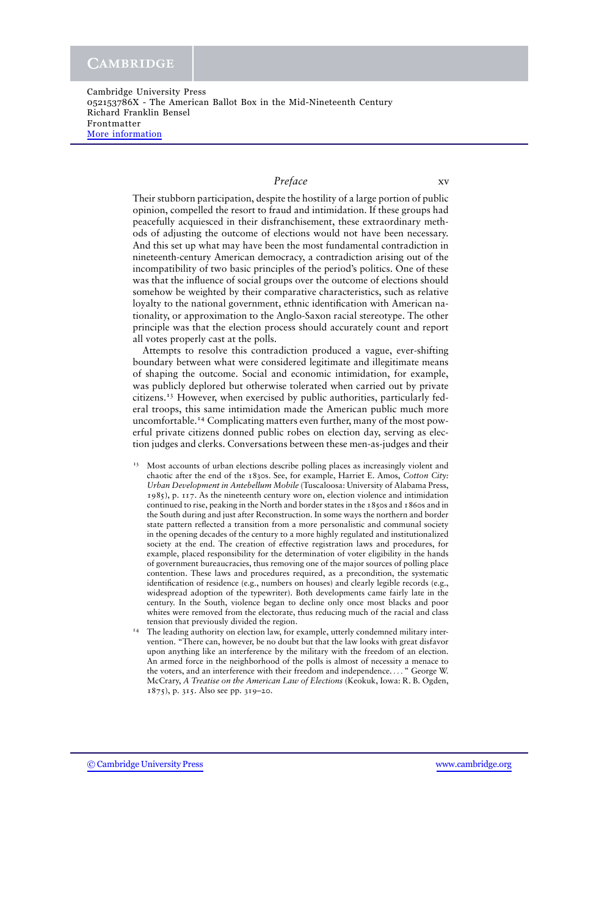Their stubborn participation, despite the hostility of a large portion of public opinion, compelled the resort to fraud and intimidation. If these groups had peacefully acquiesced in their disfranchisement, these extraordinary methods of adjusting the outcome of elections would not have been necessary. And this set up what may have been the most fundamental contradiction in nineteenth-century American democracy, a contradiction arising out of the incompatibility of two basic principles of the period's politics. One of these was that the influence of social groups over the outcome of elections should somehow be weighted by their comparative characteristics, such as relative loyalty to the national government, ethnic identification with American nationality, or approximation to the Anglo-Saxon racial stereotype. The other principle was that the election process should accurately count and report all votes properly cast at the polls.

Attempts to resolve this contradiction produced a vague, ever-shifting boundary between what were considered legitimate and illegitimate means of shaping the outcome. Social and economic intimidation, for example, was publicly deplored but otherwise tolerated when carried out by private citizens.[13] However, when exercised by public authorities, particularly federal troops, this same intimidation made the American public much more uncomfortable.[14] Complicating matters even further, many of the most powerful private citizens donned public robes on election day, serving as election judges and clerks. Conversations between these men-as-judges and their

[13] Most accounts of urban elections describe polling places as increasingly violent and chaotic after the end of the 1830s. See, for example, Harriet E. Amos, *Cotton City: Urban Development in Antebellum Mobile* (Tuscaloosa: University of Alabama Press, 1985), p. 117. As the nineteenth century wore on, election violence and intimidation continued to rise, peaking in the North and border states in the 1850s and 1860s and in the South during and just after Reconstruction. In some ways the northern and border state pattern reflected a transition from a more personalistic and communal society in the opening decades of the century to a more highly regulated and institutionalized society at the end. The creation of effective registration laws and procedures, for example, placed responsibility for the determination of voter eligibility in the hands of government bureaucracies, thus removing one of the major sources of polling place contention. These laws and procedures required, as a precondition, the systematic identification of residence (e.g., numbers on houses) and clearly legible records (e.g., widespread adoption of the typewriter). Both developments came fairly late in the century. In the South, violence began to decline only once most blacks and poor whites were removed from the electorate, thus reducing much of the racial and class tension that previously divided the region.

[14] The leading authority on election law, for example, utterly condemned military intervention. "There can, however, be no doubt but that the law looks with great disfavor upon anything like an interference by the military with the freedom of an election. An armed force in the neighborhood of the polls is almost of necessity a menace to the voters, and an interference with their freedom and independence. . . . " George W. McCrary, *A Treatise on the American Law of Elections* (Keokuk, Iowa: R. B. Ogden, 1875), p. 315. Also see pp. 319–20.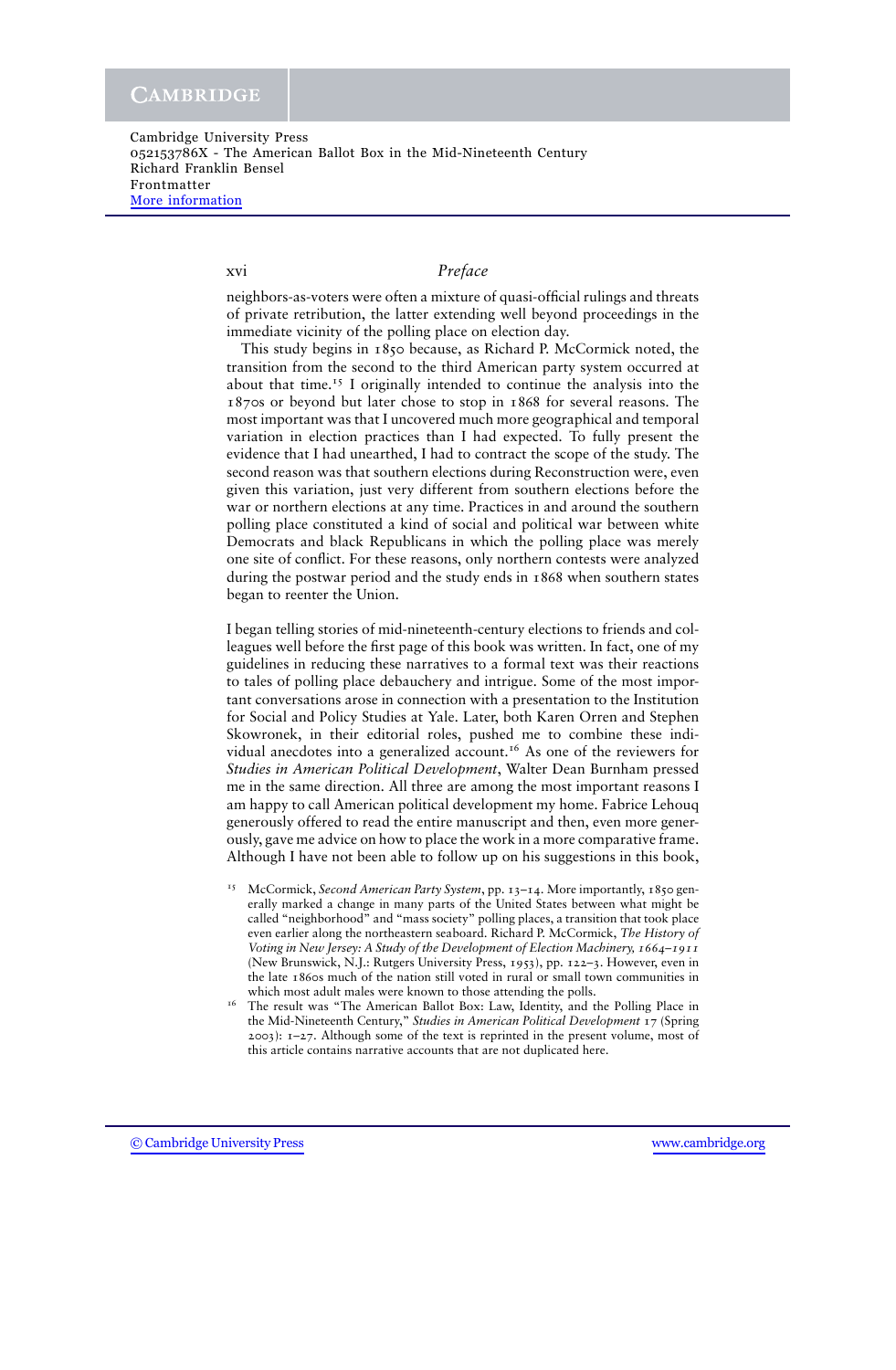neighbors-as-voters were often a mixture of quasi-official rulings and threats of private retribution, the latter extending well beyond proceedings in the immediate vicinity of the polling place on election day.

This study begins in 1850 because, as Richard P. McCormick noted, the transition from the second to the third American party system occurred at about that time.[15] I originally intended to continue the analysis into the 1870s or beyond but later chose to stop in 1868 for several reasons. The most important was that I uncovered much more geographical and temporal variation in election practices than I had expected. To fully present the evidence that I had unearthed, I had to contract the scope of the study. The second reason was that southern elections during Reconstruction were, even given this variation, just very different from southern elections before the war or northern elections at any time. Practices in and around the southern polling place constituted a kind of social and political war between white Democrats and black Republicans in which the polling place was merely one site of conflict. For these reasons, only northern contests were analyzed during the postwar period and the study ends in 1868 when southern states began to reenter the Union.

I began telling stories of mid-nineteenth-century elections to friends and colleagues well before the first page of this book was written. In fact, one of my guidelines in reducing these narratives to a formal text was their reactions to tales of polling place debauchery and intrigue. Some of the most important conversations arose in connection with a presentation to the Institution for Social and Policy Studies at Yale. Later, both Karen Orren and Stephen Skowronek, in their editorial roles, pushed me to combine these individual anecdotes into a generalized account.[16] As one of the reviewers for *Studies in American Political Development*, Walter Dean Burnham pressed me in the same direction. All three are among the most important reasons I am happy to call American political development my home. Fabrice Lehouq generously offered to read the entire manuscript and then, even more generously, gave me advice on how to place the work in a more comparative frame. Although I have not been able to follow up on his suggestions in this book,

[15] McCormick, *Second American Party System*, pp. 13–14. More importantly, 1850 generally marked a change in many parts of the United States between what might be called "neighborhood" and "mass society" polling places, a transition that took place even earlier along the northeastern seaboard. Richard P. McCormick, *The History of Voting in New Jersey: A Study of the Development of Election Machinery, 1664–1911* (New Brunswick, N.J.: Rutgers University Press, 1953), pp. 122–3. However, even in the late 1860s much of the nation still voted in rural or small town communities in which most adult males were known to those attending the polls.

[16] The result was "The American Ballot Box: Law, Identity, and the Polling Place in the Mid-Nineteenth Century," *Studies in American Political Development* 17 (Spring 2003): 1–27. Although some of the text is reprinted in the present volume, most of this article contains narrative accounts that are not duplicated here.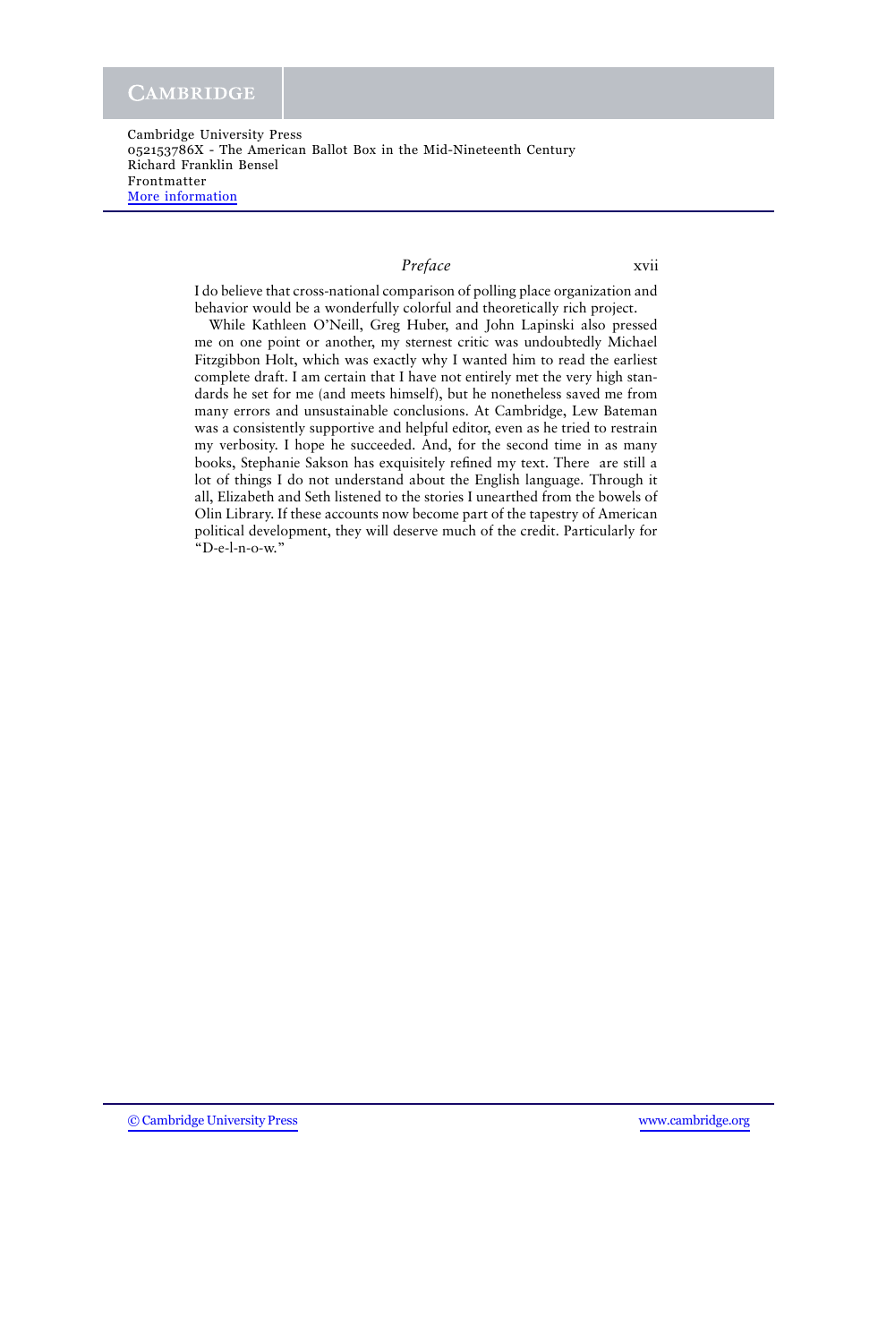I do believe that cross-national comparison of polling place organization and behavior would be a wonderfully colorful and theoretically rich project.

While Kathleen O'Neill, Greg Huber, and John Lapinski also pressed me on one point or another, my sternest critic was undoubtedly Michael Fitzgibbon Holt, which was exactly why I wanted him to read the earliest complete draft. I am certain that I have not entirely met the very high standards he set for me (and meets himself), but he nonetheless saved me from many errors and unsustainable conclusions. At Cambridge, Lew Bateman was a consistently supportive and helpful editor, even as he tried to restrain my verbosity. I hope he succeeded. And, for the second time in as many books, Stephanie Sakson has exquisitely refined my text. There are still a lot of things I do not understand about the English language. Through it all, Elizabeth and Seth listened to the stories I unearthed from the bowels of Olin Library. If these accounts now become part of the tapestry of American political development, they will deserve much of the credit. Particularly for "D-e-l-n-o-w."